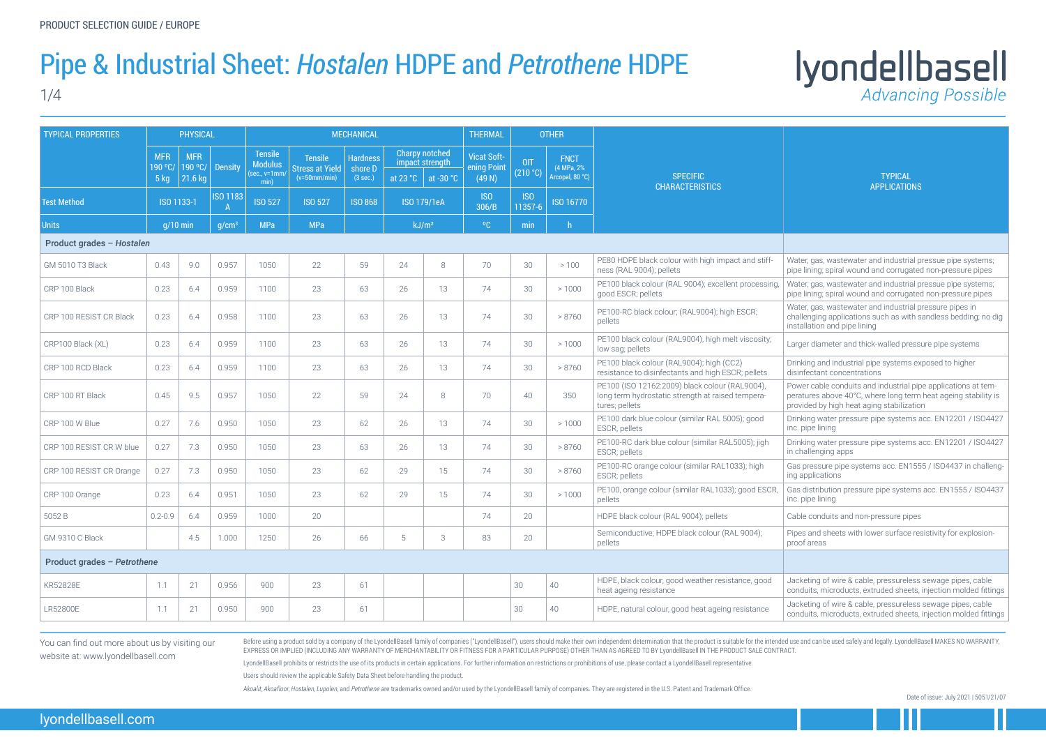PRODUCT SELECTION GUIDE / EUROPE

# Pipe & Industrial Sheet: *Hostalen* HDPE and *Petrothene* HDPE

lyondellbasell
*Advancing Possible*

| TYPICAL PROPERTIES | PHYSICAL | | | MECHANICAL | | | | | THERMAL | OTHER | | SPECIFIC CHARACTERISTICS | TYPICAL APPLICATIONS |
|---|---|---|---|---|---|---|---|---|---|---|---|---|---|
| | MFR 190 °C/ 5 kg | MFR 190 °C/ 21.6 kg | Density | Tensile Modulus (sec., v=1mm/min) | Tensile Stress at Yield (v=50mm/min) | Hardness shore D (3 sec.) | Charpy notched impact strength at 23 °C | Charpy notched impact strength at -30 °C | Vicat Softening Point (49 N) | OIT (210 °C) | FNCT (4 MPa, 2% Arcopal, 80 °C) | | |
| Test Method | ISO 1133-1 | | ISO 1183 A | ISO 527 | ISO 527 | ISO 868 | ISO 179/1eA | | ISO 306/B | ISO 11357-6 | ISO 16770 | | |
| Units | g/10 min | | g/cm³ | MPa | MPa | | kJ/m² | | °C | min | h | | |
| **Product grades – *Hostalen*** | | | | | | | | | | | | | |
| GM 5010 T3 Black | 0.43 | 9.0 | 0.957 | 1050 | 22 | 59 | 24 | 8 | 70 | 30 | > 100 | PE80 HDPE black colour with high impact and stiffness (RAL 9004); pellets | Water, gas, wastewater and industrial pressue pipe systems; pipe lining; spiral wound and corrugated non-pressure pipes |
| CRP 100 Black | 0.23 | 6.4 | 0.959 | 1100 | 23 | 63 | 26 | 13 | 74 | 30 | > 1000 | PE100 black colour (RAL 9004); excellent processing, good ESCR; pellets | Water, gas, wastewater and industrial pressue pipe systems; pipe lining; spiral wound and corrugated non-pressure pipes |
| CRP 100 RESIST CR Black | 0.23 | 6.4 | 0.958 | 1100 | 23 | 63 | 26 | 13 | 74 | 30 | > 8760 | PE100-RC black colour; (RAL9004); high ESCR; pellets | Water, gas, wastewater and industrial pressure pipes in challenging applications such as with sandless bedding; no dig installation and pipe lining |
| CRP100 Black (XL) | 0.23 | 6.4 | 0.959 | 1100 | 23 | 63 | 26 | 13 | 74 | 30 | > 1000 | PE100 black colour (RAL9004), high melt viscosity; low sag; pellets | Larger diameter and thick-walled pressure pipe systems |
| CRP 100 RCD Black | 0.23 | 6.4 | 0.959 | 1100 | 23 | 63 | 26 | 13 | 74 | 30 | > 8760 | PE100 black colour (RAL9004); high (CC2) resistance to disinfectants and high ESCR; pellets | Drinking and industrial pipe systems exposed to higher disinfectant concentrations |
| CRP 100 RT Black | 0.45 | 9.5 | 0.957 | 1050 | 22 | 59 | 24 | 8 | 70 | 40 | 350 | PE100 (ISO 12162:2009) black colour (RAL9004), long term hydrostatic strength at raised temperatures; pellets | Power cable conduits and industrial pipe applications at temperatures above 40°C, where long term heat ageing stability is provided by high heat aging stabilization |
| CRP 100 W Blue | 0.27 | 7.6 | 0.950 | 1050 | 23 | 62 | 26 | 13 | 74 | 30 | > 1000 | PE100 dark blue colour (similar RAL 5005); good ESCR, pellets | Drinking water pressure pipe systems acc. EN12201 / ISO4427 inc. pipe lining |
| CRP 100 RESIST CR W blue | 0.27 | 7.3 | 0.950 | 1050 | 23 | 63 | 26 | 13 | 74 | 30 | > 8760 | PE100-RC dark blue colour (similar RAL5005); jigh ESCR; pellets | Drinking water pressure pipe systems acc. EN12201 / ISO4427 in challenging apps |
| CRP 100 RESIST CR Orange | 0.27 | 7.3 | 0.950 | 1050 | 23 | 62 | 29 | 15 | 74 | 30 | > 8760 | PE100-RC orange colour (similar RAL1033); high ESCR; pellets | Gas pressure pipe systems acc. EN1555 / ISO4437 in challenging applications |
| CRP 100 Orange | 0.23 | 6.4 | 0.951 | 1050 | 23 | 62 | 29 | 15 | 74 | 30 | > 1000 | PE100, orange colour (similar RAL1033); good ESCR, pellets | Gas distribution pressure pipe systems acc. EN1555 / ISO4437 inc. pipe lining |
| 5052 B | 0.2-0.9 | 6.4 | 0.959 | 1000 | 20 | | | | 74 | 20 | | HDPE black colour (RAL 9004); pellets | Cable conduits and non-pressure pipes |
| GM 9310 C Black | | 4.5 | 1.000 | 1250 | 26 | 66 | 5 | 3 | 83 | 20 | | Semiconductive; HDPE black colour (RAL 9004); pellets | Pipes and sheets with lower surface resistivity for explosion-proof areas |
| **Product grades – *Petrothene*** | | | | | | | | | | | | | |
| KR52828E | 1.1 | 21 | 0.956 | 900 | 23 | 61 | | | | 30 | 40 | HDPE, black colour, good weather resistance, good heat ageing resistance | Jacketing of wire & cable, pressureless sewage pipes, cable conduits, microducts, extruded sheets, injection molded fittings |
| LR52800E | 1.1 | 21 | 0.950 | 900 | 23 | 61 | | | | 30 | 40 | HDPE, natural colour, good heat ageing resistance | Jacketing of wire & cable, pressureless sewage pipes, cable conduits, microducts, extruded sheets, injection molded fittings |

You can find out more about us by visiting our website at: www.lyondellbasell.com

Before using a product sold by a company of the LyondellBasell family of companies ("LyondellBasell"), users should make their own independent determination that the product is suitable for the intended use and can be used safely and legally. LyondellBasell MAKES NO WARRANTY, EXPRESS OR IMPLIED (INCLUDING ANY WARRANTY OF MERCHANTABILITY OR FITNESS FOR A PARTICULAR PURPOSE) OTHER THAN AS AGREED TO BY LyondellBasell IN THE PRODUCT SALE CONTRACT.

LyondellBasell prohibits or restricts the use of its products in certain applications. For further information on restrictions or prohibitions of use, please contact a LyondellBasell representative.

Users should review the applicable Safety Data Sheet before handling the product.

*Akoalit*, *Akoafloor*, *Hostalen*, *Lupolen*, and *Petrothene* are trademarks owned and/or used by the LyondellBasell family of companies. They are registered in the U.S. Patent and Trademark Office.

Date of issue: July 2021 | 5051/21/07

lyondellbasell.com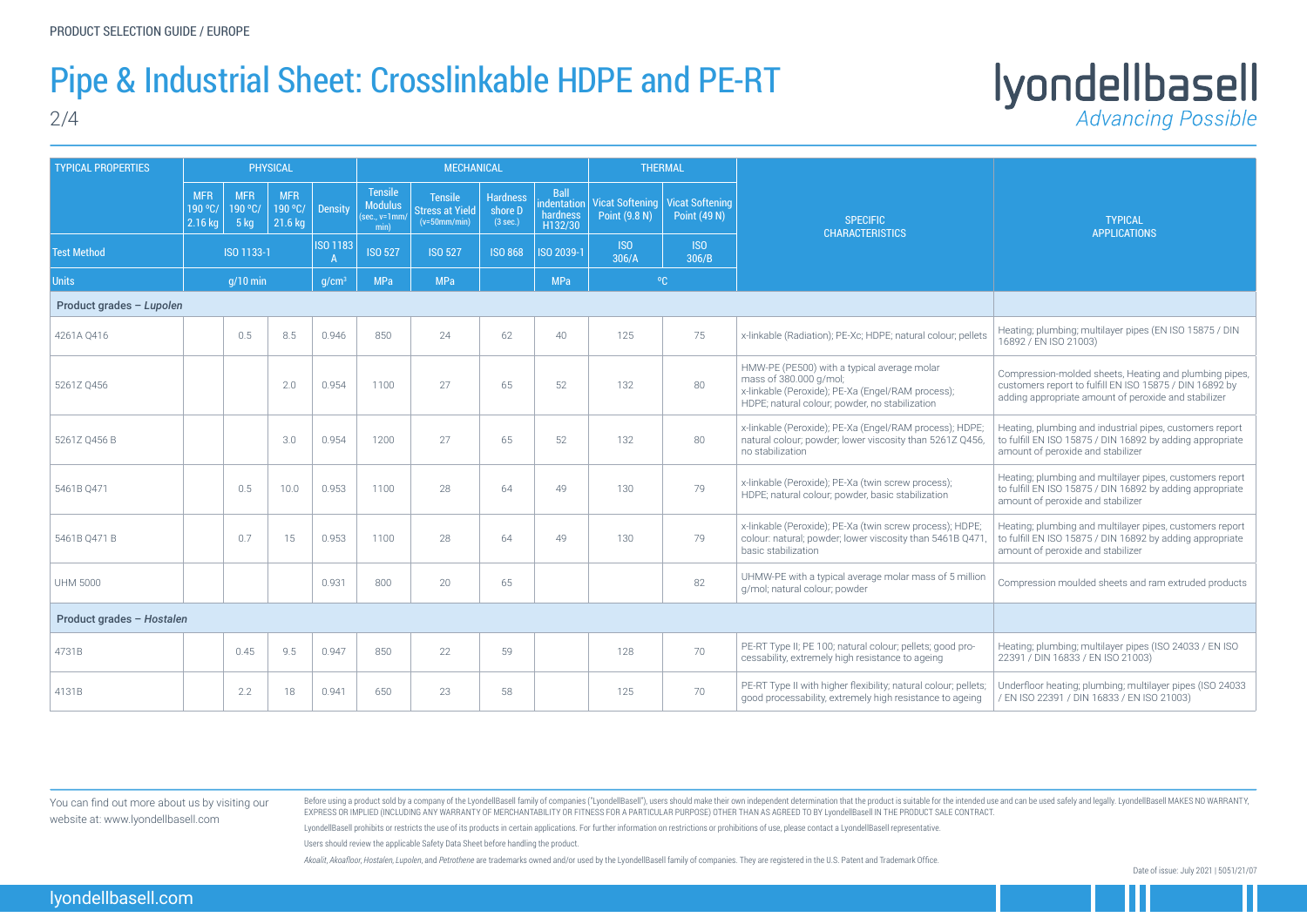PRODUCT SELECTION GUIDE / EUROPE

# Pipe & Industrial Sheet: Crosslinkable HDPE and PE-RT

lyondellbasell
*Advancing Possible*

| TYPICAL PROPERTIES | PHYSICAL | | | | MECHANICAL | | | | THERMAL | | SPECIFIC CHARACTERISTICS | TYPICAL APPLICATIONS |
|---|---|---|---|---|---|---|---|---|---|---|---|---|
| | MFR 190 °C/ 2.16 kg | MFR 190 °C/ 5 kg | MFR 190 °C/ 21.6 kg | Density | Tensile Modulus (sec., v=1mm/min) | Tensile Stress at Yield (v=50mm/min) | Hardness shore D (3 sec.) | Ball indentation hardness H132/30 | Vicat Softening Point (9.8 N) | Vicat Softening Point (49 N) | | |
| Test Method | ISO 1133-1 | | | ISO 1183 A | ISO 527 | ISO 527 | ISO 868 | ISO 2039-1 | ISO 306/A | ISO 306/B | | |
| Units | g/10 min | | | g/cm³ | MPa | MPa | | MPa | °C | | | |
| **Product grades – *Lupolen*** | | | | | | | | | | | | |
| 4261A Q416 | | 0.5 | 8.5 | 0.946 | 850 | 24 | 62 | 40 | 125 | 75 | x-linkable (Radiation); PE-Xc; HDPE; natural colour; pellets | Heating; plumbing; multilayer pipes (EN ISO 15875 / DIN 16892 / EN ISO 21003) |
| 5261Z Q456 | | | 2.0 | 0.954 | 1100 | 27 | 65 | 52 | 132 | 80 | HMW-PE (PE500) with a typical average molar mass of 380.000 g/mol; x-linkable (Peroxide); PE-Xa (Engel/RAM process); HDPE; natural colour; powder, no stabilization | Compression-molded sheets, Heating and plumbing pipes, customers report to fulfill EN ISO 15875 / DIN 16892 by adding appropriate amount of peroxide and stabilizer |
| 5261Z Q456 B | | | 3.0 | 0.954 | 1200 | 27 | 65 | 52 | 132 | 80 | x-linkable (Peroxide); PE-Xa (Engel/RAM process); HDPE; natural colour; powder; lower viscosity than 5261Z Q456, no stabilization | Heating, plumbing and industrial pipes, customers report to fulfill EN ISO 15875 / DIN 16892 by adding appropriate amount of peroxide and stabilizer |
| 5461B Q471 | | 0.5 | 10.0 | 0.953 | 1100 | 28 | 64 | 49 | 130 | 79 | x-linkable (Peroxide); PE-Xa (twin screw process); HDPE; natural colour; powder, basic stabilization | Heating; plumbing and multilayer pipes, customers report to fulfill EN ISO 15875 / DIN 16892 by adding appropriate amount of peroxide and stabilizer |
| 5461B Q471 B | | 0.7 | 15 | 0.953 | 1100 | 28 | 64 | 49 | 130 | 79 | x-linkable (Peroxide); PE-Xa (twin screw process); HDPE; colour: natural; powder; lower viscosity than 5461B Q471, basic stabilization | Heating; plumbing and multilayer pipes, customers report to fulfill EN ISO 15875 / DIN 16892 by adding appropriate amount of peroxide and stabilizer |
| UHM 5000 | | | | 0.931 | 800 | 20 | 65 | | | 82 | UHMW-PE with a typical average molar mass of 5 million g/mol; natural colour; powder | Compression moulded sheets and ram extruded products |
| **Product grades – *Hostalen*** | | | | | | | | | | | | |
| 4731B | | 0.45 | 9.5 | 0.947 | 850 | 22 | 59 | | 128 | 70 | PE-RT Type II; PE 100; natural colour; pellets; good processability, extremely high resistance to ageing | Heating; plumbing; multilayer pipes (ISO 24033 / EN ISO 22391 / DIN 16833 / EN ISO 21003) |
| 4131B | | 2.2 | 18 | 0.941 | 650 | 23 | 58 | | 125 | 70 | PE-RT Type II with higher flexibility; natural colour; pellets; good processability, extremely high resistance to ageing | Underfloor heating; plumbing; multilayer pipes (ISO 24033 / EN ISO 22391 / DIN 16833 / EN ISO 21003) |

You can find out more about us by visiting our website at: www.lyondellbasell.com

Before using a product sold by a company of the LyondellBasell family of companies ("LyondellBasell"), users should make their own independent determination that the product is suitable for the intended use and can be used safely and legally. LyondellBasell MAKES NO WARRANTY, EXPRESS OR IMPLIED (INCLUDING ANY WARRANTY OF MERCHANTABILITY OR FITNESS FOR A PARTICULAR PURPOSE) OTHER THAN AS AGREED TO BY LyondellBasell IN THE PRODUCT SALE CONTRACT.

LyondellBasell prohibits or restricts the use of its products in certain applications. For further information on restrictions or prohibitions of use, please contact a LyondellBasell representative.

Users should review the applicable Safety Data Sheet before handling the product.

*Akoalit*, *Akoafloor*, *Hostalen*, *Lupolen*, and *Petrothene* are trademarks owned and/or used by the LyondellBasell family of companies. They are registered in the U.S. Patent and Trademark Office.

Date of issue: July 2021 | 5051/21/07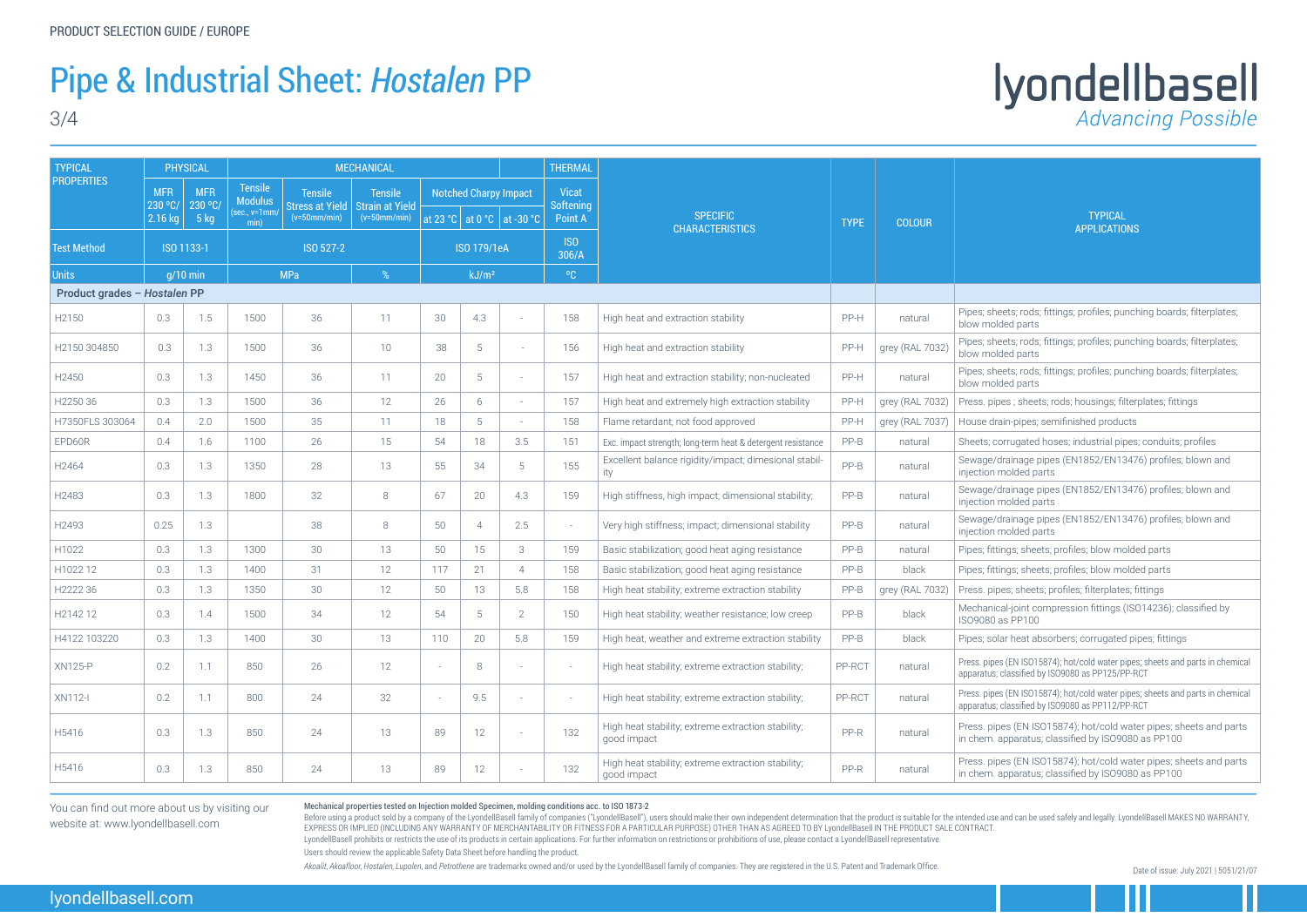PRODUCT SELECTION GUIDE / EUROPE

# Pipe & Industrial Sheet: *Hostalen* PP

3/4

lyondellbasell
*Advancing Possible*

| TYPICAL PROPERTIES | PHYSICAL | | MECHANICAL | | | | | | THERMAL | SPECIFIC CHARACTERISTICS | TYPE | COLOUR | TYPICAL APPLICATIONS |
|---|---|---|---|---|---|---|---|---|---|---|---|---|---|
| | MFR 230 °C/ 2.16 kg | MFR 230 °C/ 5 kg | Tensile Modulus (sec., v=1mm/ min) | Tensile Stress at Yield (v=50mm/min) | Tensile Strain at Yield (v=50mm/min) | Notched Charpy Impact at 23 °C | Notched Charpy Impact at 0 °C | Notched Charpy Impact at -30 °C | Vicat Softening Point A | | | | |
| Test Method | ISO 1133-1 | | ISO 527-2 | | | ISO 179/1eA | | | ISO 306/A | | | | |
| Units | g/10 min | | MPa | | % | kJ/m² | | | °C | | | | |
| **Product grades – *Hostalen* PP** | | | | | | | | | | | | | |
| H2150 | 0.3 | 1.5 | 1500 | 36 | 11 | 30 | 4.3 | - | 158 | High heat and extraction stability | PP-H | natural | Pipes; sheets; rods; fittings; profiles; punching boards; filterplates; blow molded parts |
| H2150 304850 | 0.3 | 1.3 | 1500 | 36 | 10 | 38 | 5 | - | 156 | High heat and extraction stability | PP-H | grey (RAL 7032) | Pipes; sheets; rods; fittings; profiles; punching boards; filterplates; blow molded parts |
| H2450 | 0.3 | 1.3 | 1450 | 36 | 11 | 20 | 5 | - | 157 | High heat and extraction stability; non-nucleated | PP-H | natural | Pipes; sheets; rods; fittings; profiles; punching boards; filterplates; blow molded parts |
| H2250 36 | 0.3 | 1.3 | 1500 | 36 | 12 | 26 | 6 | - | 157 | High heat and extremely high extraction stability | PP-H | grey (RAL 7032) | Press. pipes ; sheets; rods; housings; filterplates; fittings |
| H7350FLS 303064 | 0.4 | 2.0 | 1500 | 35 | 11 | 18 | 5 | - | 158 | Flame retardant; not food approved | PP-H | grey (RAL 7037) | House drain-pipes; semifinished products |
| EPD60R | 0.4 | 1.6 | 1100 | 26 | 15 | 54 | 18 | 3.5 | 151 | Exc. impact strength; long-term heat & detergent resistance | PP-B | natural | Sheets; corrugated hoses; industrial pipes; conduits; profiles |
| H2464 | 0.3 | 1.3 | 1350 | 28 | 13 | 55 | 34 | 5 | 155 | Excellent balance rigidity/impact; dimesional stability | PP-B | natural | Sewage/drainage pipes (EN1852/EN13476) profiles; blown and injection molded parts |
| H2483 | 0.3 | 1.3 | 1800 | 32 | 8 | 67 | 20 | 4.3 | 159 | High stiffness, high impact; dimensional stability; | PP-B | natural | Sewage/drainage pipes (EN1852/EN13476) profiles; blown and injection molded parts |
| H2493 | 0.25 | 1.3 | | 38 | 8 | 50 | 4 | 2.5 | - | Very high stiffness; impact; dimensional stability | PP-B | natural | Sewage/drainage pipes (EN1852/EN13476) profiles; blown and injection molded parts |
| H1022 | 0.3 | 1.3 | 1300 | 30 | 13 | 50 | 15 | 3 | 159 | Basic stabilization; good heat aging resistance | PP-B | natural | Pipes; fittings; sheets; profiles; blow molded parts |
| H1022 12 | 0.3 | 1.3 | 1400 | 31 | 12 | 117 | 21 | 4 | 158 | Basic stabilization; good heat aging resistance | PP-B | black | Pipes; fittings; sheets; profiles; blow molded parts |
| H2222 36 | 0.3 | 1.3 | 1350 | 30 | 12 | 50 | 13 | 5.8 | 158 | High heat stability; extreme extraction stability | PP-B | grey (RAL 7032) | Press. pipes; sheets; profiles; filterplates; fittings |
| H2142 12 | 0.3 | 1.4 | 1500 | 34 | 12 | 54 | 5 | 2 | 150 | High heat stability; weather resistance; low creep | PP-B | black | Mechanical-joint compression fittings (ISO14236); classified by ISO9080 as PP100 |
| H4122 103220 | 0.3 | 1.3 | 1400 | 30 | 13 | 110 | 20 | 5.8 | 159 | High heat, weather and extreme extraction stability | PP-B | black | Pipes; solar heat absorbers; corrugated pipes; fittings |
| XN125-P | 0.2 | 1.1 | 850 | 26 | 12 | - | 8 | - | - | High heat stability; extreme extraction stability; | PP-RCT | natural | Press. pipes (EN ISO15874); hot/cold water pipes; sheets and parts in chemical apparatus; classified by ISO9080 as PP125/PP-RCT |
| XN112-I | 0.2 | 1.1 | 800 | 24 | 32 | - | 9.5 | - | - | High heat stability; extreme extraction stability; | PP-RCT | natural | Press. pipes (EN ISO15874); hot/cold water pipes; sheets and parts in chemical apparatus; classified by ISO9080 as PP112/PP-RCT |
| H5416 | 0.3 | 1.3 | 850 | 24 | 13 | 89 | 12 | - | 132 | High heat stability; extreme extraction stability; good impact | PP-R | natural | Press. pipes (EN ISO15874); hot/cold water pipes; sheets and parts in chem. apparatus; classified by ISO9080 as PP100 |
| H5416 | 0.3 | 1.3 | 850 | 24 | 13 | 89 | 12 | - | 132 | High heat stability; extreme extraction stability; good impact | PP-R | natural | Press. pipes (EN ISO15874); hot/cold water pipes; sheets and parts in chem. apparatus; classified by ISO9080 as PP100 |

You can find out more about us by visiting our website at: www.lyondellbasell.com

**Mechanical properties tested on Injection molded Specimen, molding conditions acc. to ISO 1873-2**

Before using a product sold by a company of the LyondellBasell family of companies ("LyondellBasell"), users should make their own independent determination that the product is suitable for the intended use and can be used safely and legally. LyondellBasell MAKES NO WARRANTY, EXPRESS OR IMPLIED (INCLUDING ANY WARRANTY OF MERCHANTABILITY OR FITNESS FOR A PARTICULAR PURPOSE) OTHER THAN AS AGREED TO BY LyondellBasell IN THE PRODUCT SALE CONTRACT.

LyondellBasell prohibits or restricts the use of its products in certain applications. For further information on restrictions or prohibitions of use, please contact a LyondellBasell representative.

Users should review the applicable Safety Data Sheet before handling the product.

*Akoalit*, *Akoafloor*, *Hostalen*, *Lupolen*, and *Petrothene* are trademarks owned and/or used by the LyondellBasell family of companies. They are registered in the U.S. Patent and Trademark Office.

Date of issue: July 2021 | 5051/21/07

lyondellbasell.com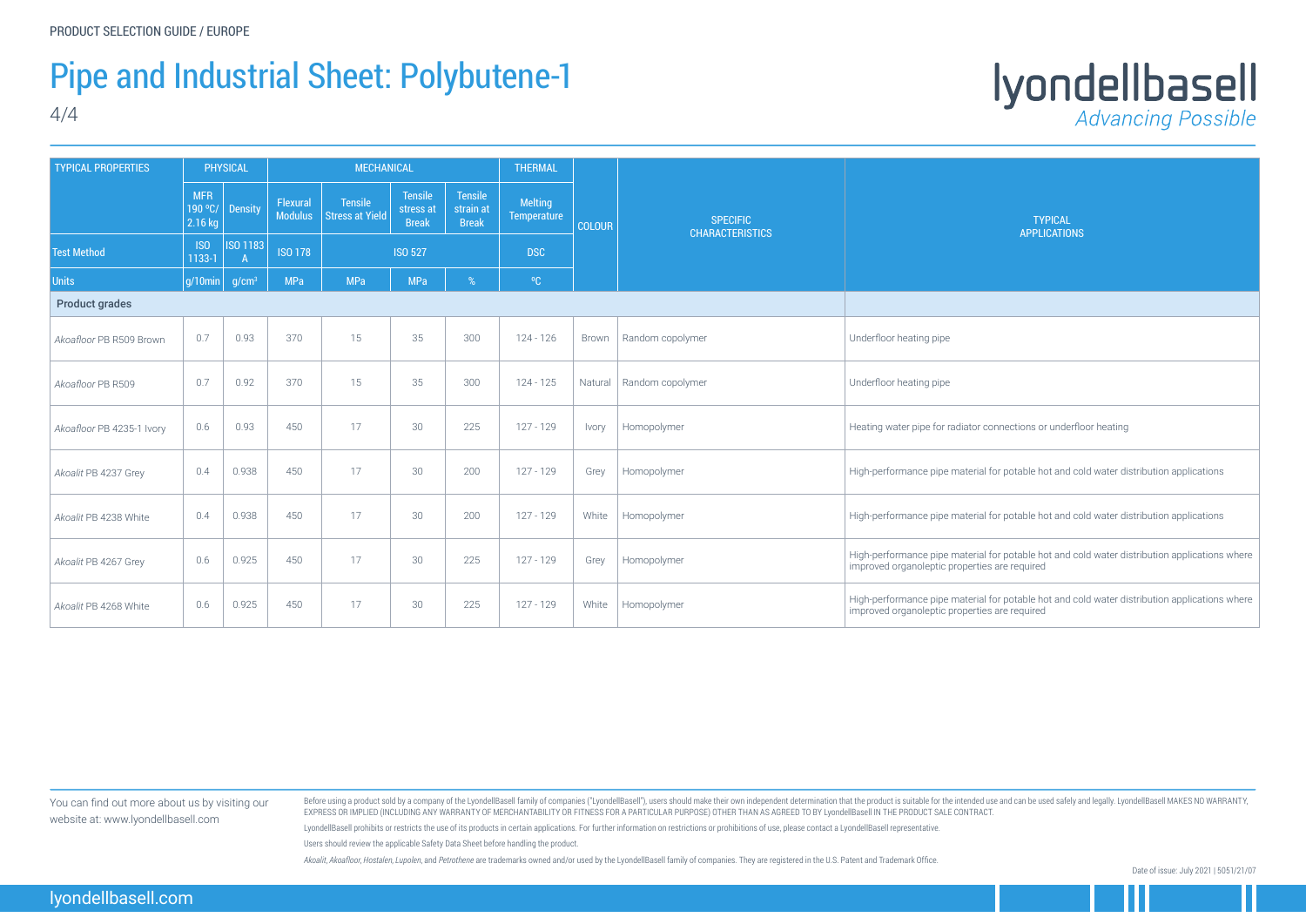PRODUCT SELECTION GUIDE / EUROPE

# Pipe and Industrial Sheet: Polybutene-1

lyondellbasell
*Advancing Possible*

| TYPICAL PROPERTIES | PHYSICAL | | MECHANICAL | | | | THERMAL | COLOUR | SPECIFIC CHARACTERISTICS | TYPICAL APPLICATIONS |
|---|---|---|---|---|---|---|---|---|---|---|
| | MFR 190 °C/ 2.16 kg | Density | Flexural Modulus | Tensile Stress at Yield | Tensile stress at Break | Tensile strain at Break | Melting Temperature | | | |
| Test Method | ISO 1133-1 | ISO 1183 A | ISO 178 | ISO 527 | | | DSC | | | |
| Units | g/10min | g/cm³ | MPa | MPa | MPa | % | °C | | | |
| **Product grades** | | | | | | | | | | |
| *Akoafloor* PB R509 Brown | 0.7 | 0.93 | 370 | 15 | 35 | 300 | 124 - 126 | Brown | Random copolymer | Underfloor heating pipe |
| *Akoafloor* PB R509 | 0.7 | 0.92 | 370 | 15 | 35 | 300 | 124 - 125 | Natural | Random copolymer | Underfloor heating pipe |
| *Akoafloor* PB 4235-1 Ivory | 0.6 | 0.93 | 450 | 17 | 30 | 225 | 127 - 129 | Ivory | Homopolymer | Heating water pipe for radiator connections or underfloor heating |
| *Akoalit* PB 4237 Grey | 0.4 | 0.938 | 450 | 17 | 30 | 200 | 127 - 129 | Grey | Homopolymer | High-performance pipe material for potable hot and cold water distribution applications |
| *Akoalit* PB 4238 White | 0.4 | 0.938 | 450 | 17 | 30 | 200 | 127 - 129 | White | Homopolymer | High-performance pipe material for potable hot and cold water distribution applications |
| *Akoalit* PB 4267 Grey | 0.6 | 0.925 | 450 | 17 | 30 | 225 | 127 - 129 | Grey | Homopolymer | High-performance pipe material for potable hot and cold water distribution applications where improved organoleptic properties are required |
| *Akoalit* PB 4268 White | 0.6 | 0.925 | 450 | 17 | 30 | 225 | 127 - 129 | White | Homopolymer | High-performance pipe material for potable hot and cold water distribution applications where improved organoleptic properties are required |

You can find out more about us by visiting our website at: www.lyondellbasell.com

Before using a product sold by a company of the LyondellBasell family of companies ("LyondellBasell"), users should make their own independent determination that the product is suitable for the intended use and can be used safely and legally. LyondellBasell MAKES NO WARRANTY, EXPRESS OR IMPLIED (INCLUDING ANY WARRANTY OF MERCHANTABILITY OR FITNESS FOR A PARTICULAR PURPOSE) OTHER THAN AS AGREED TO BY LyondellBasell IN THE PRODUCT SALE CONTRACT.

LyondellBasell prohibits or restricts the use of its products in certain applications. For further information on restrictions or prohibitions of use, please contact a LyondellBasell representative.

Users should review the applicable Safety Data Sheet before handling the product.

*Akoalit*, *Akoafloor*, *Hostalen*, *Lupolen*, and *Petrothene* are trademarks owned and/or used by the LyondellBasell family of companies. They are registered in the U.S. Patent and Trademark Office.

Date of issue: July 2021 | 5051/21/07

lyondellbasell.com